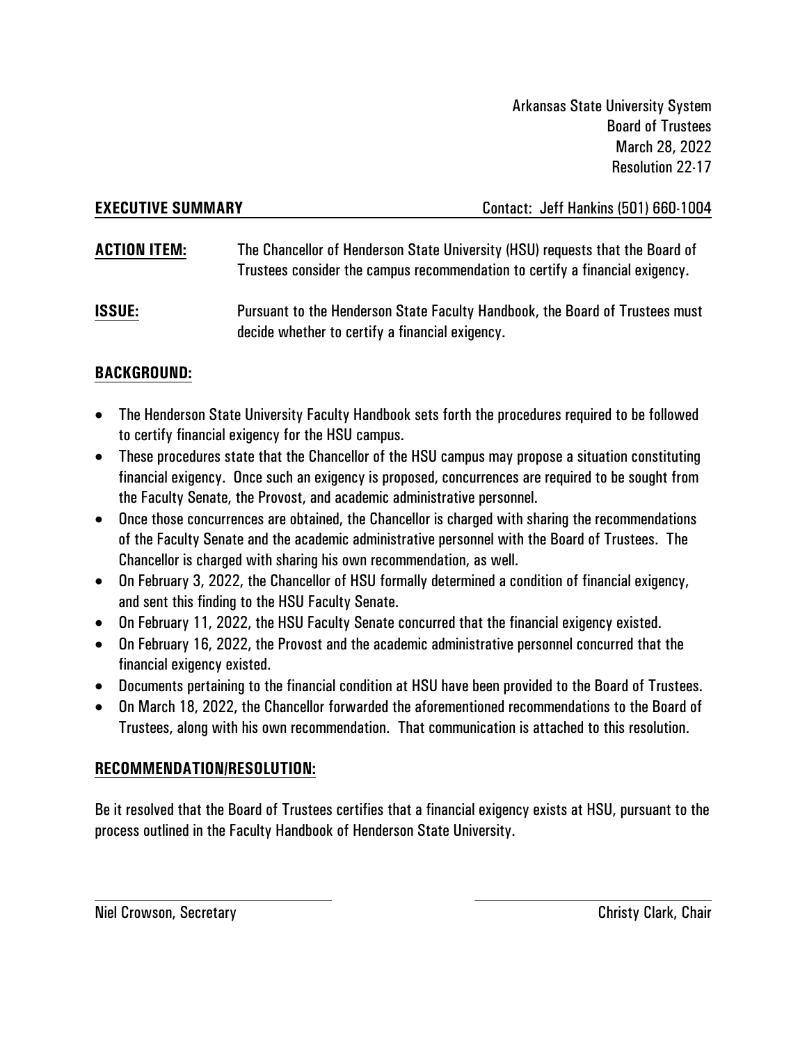Arkansas State University System
Board of Trustees
March 28, 2022
Resolution 22-17

**EXECUTIVE SUMMARY** Contact: Jeff Hankins (501) 660-1004

**ACTION ITEM:** The Chancellor of Henderson State University (HSU) requests that the Board of Trustees consider the campus recommendation to certify a financial exigency.

**ISSUE:** Pursuant to the Henderson State Faculty Handbook, the Board of Trustees must decide whether to certify a financial exigency.

## BACKGROUND:

- The Henderson State University Faculty Handbook sets forth the procedures required to be followed to certify financial exigency for the HSU campus.
- These procedures state that the Chancellor of the HSU campus may propose a situation constituting financial exigency. Once such an exigency is proposed, concurrences are required to be sought from the Faculty Senate, the Provost, and academic administrative personnel.
- Once those concurrences are obtained, the Chancellor is charged with sharing the recommendations of the Faculty Senate and the academic administrative personnel with the Board of Trustees. The Chancellor is charged with sharing his own recommendation, as well.
- On February 3, 2022, the Chancellor of HSU formally determined a condition of financial exigency, and sent this finding to the HSU Faculty Senate.
- On February 11, 2022, the HSU Faculty Senate concurred that the financial exigency existed.
- On February 16, 2022, the Provost and the academic administrative personnel concurred that the financial exigency existed.
- Documents pertaining to the financial condition at HSU have been provided to the Board of Trustees.
- On March 18, 2022, the Chancellor forwarded the aforementioned recommendations to the Board of Trustees, along with his own recommendation. That communication is attached to this resolution.

## RECOMMENDATION/RESOLUTION:

Be it resolved that the Board of Trustees certifies that a financial exigency exists at HSU, pursuant to the process outlined in the Faculty Handbook of Henderson State University.

Niel Crowson, Secretary

Christy Clark, Chair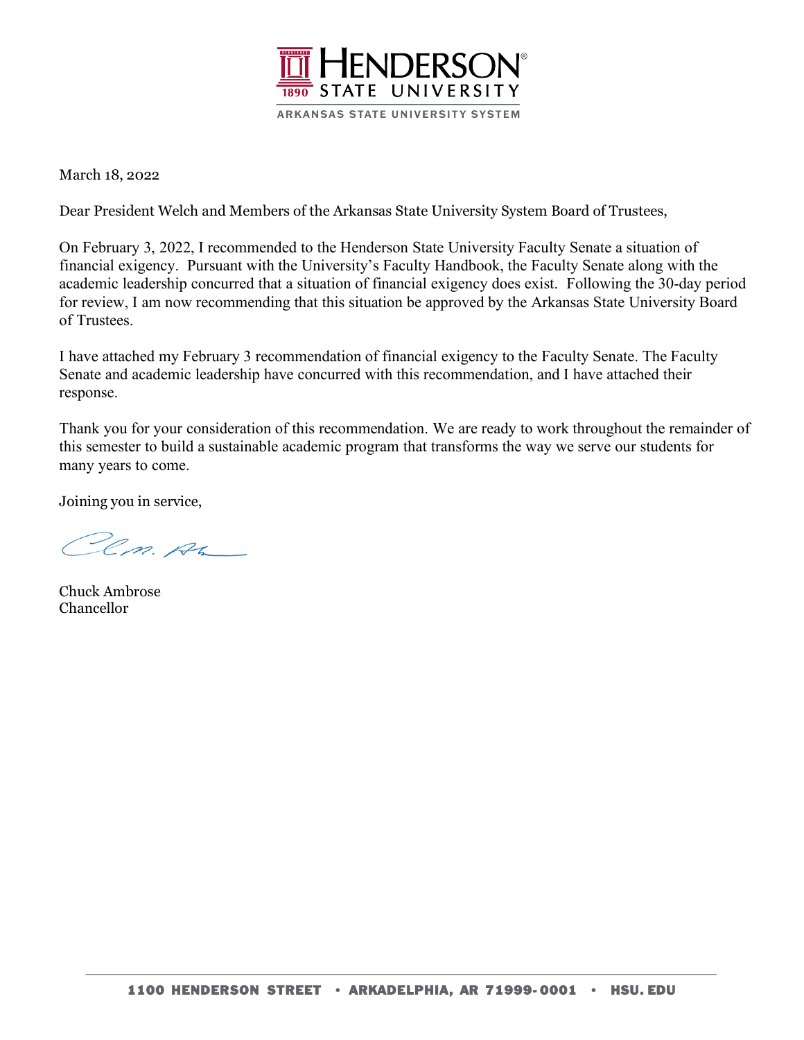March 18, 2022

Dear President Welch and Members of the Arkansas State University System Board of Trustees,

On February 3, 2022, I recommended to the Henderson State University Faculty Senate a situation of financial exigency. Pursuant with the University's Faculty Handbook, the Faculty Senate along with the academic leadership concurred that a situation of financial exigency does exist. Following the 30-day period for review, I am now recommending that this situation be approved by the Arkansas State University Board of Trustees.

I have attached my February 3 recommendation of financial exigency to the Faculty Senate. The Faculty Senate and academic leadership have concurred with this recommendation, and I have attached their response.

Thank you for your consideration of this recommendation. We are ready to work throughout the remainder of this semester to build a sustainable academic program that transforms the way we serve our students for many years to come.

Joining you in service,

Chuck Ambrose
Chancellor